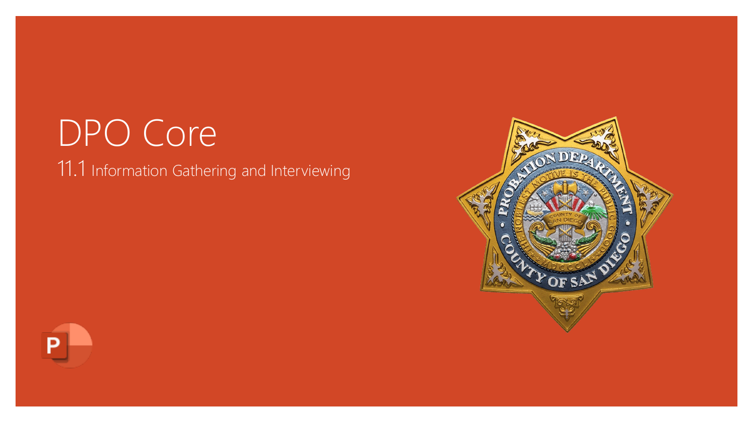# DPO Core

11.1 Information Gathering and Interviewing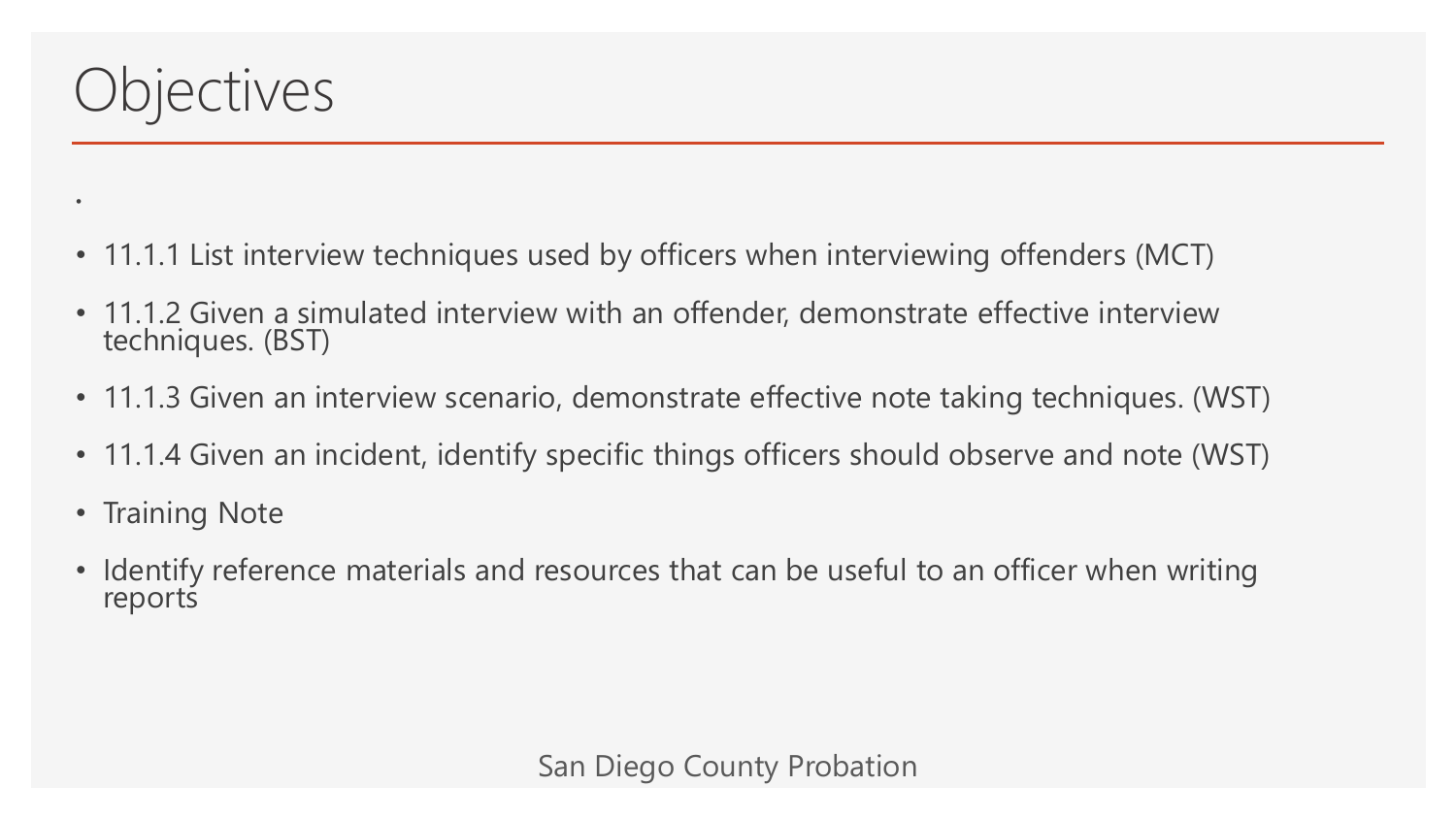# Objectives

.

- 11.1.1 List interview techniques used by officers when interviewing offenders (MCT)
- 11.1.2 Given a simulated interview with an offender, demonstrate effective interview techniques. (BST)
- 11.1.3 Given an interview scenario, demonstrate effective note taking techniques. (WST)
- 11.1.4 Given an incident, identify specific things officers should observe and note (WST)
- Training Note
- Identify reference materials and resources that can be useful to an officer when writing reports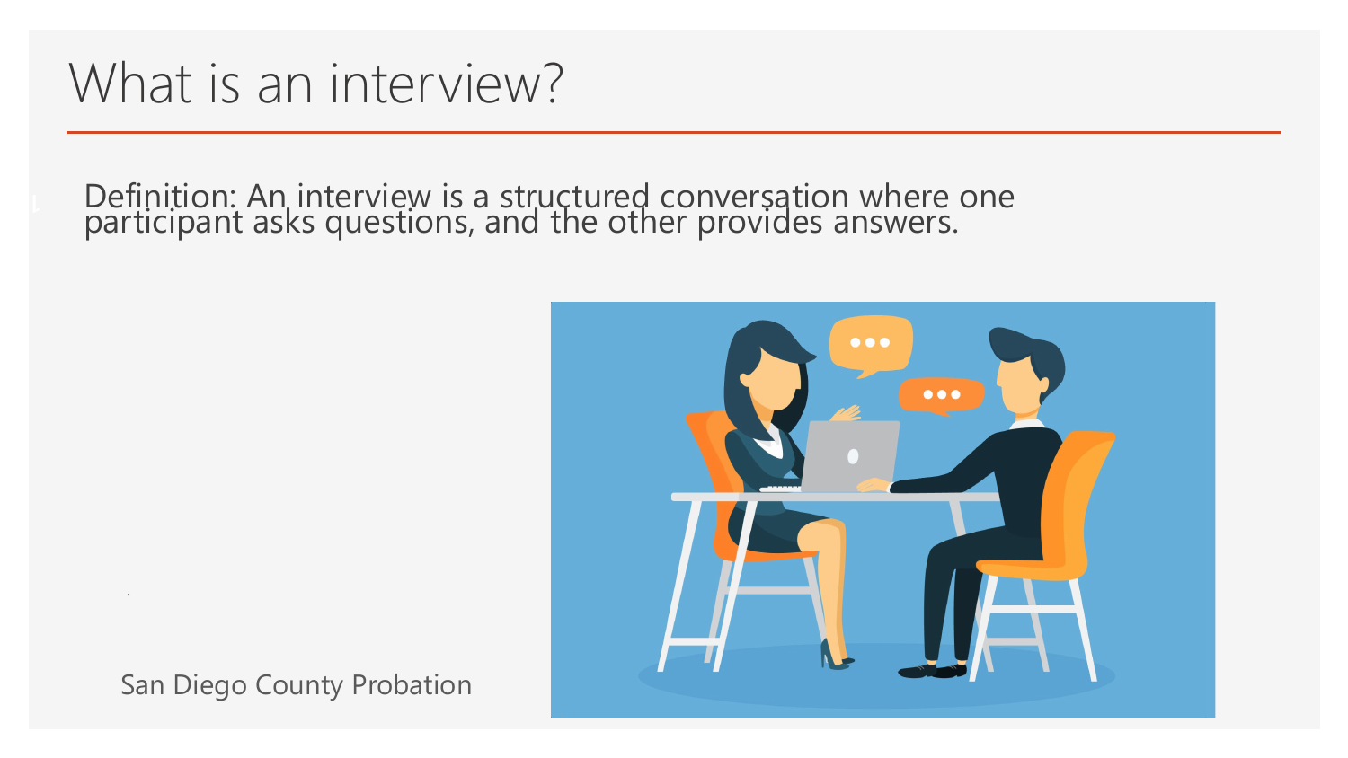# What is an interview?

Definition: An interview is a structured conversation where one participant asks questions, and the other provides answers.

San Diego County Probation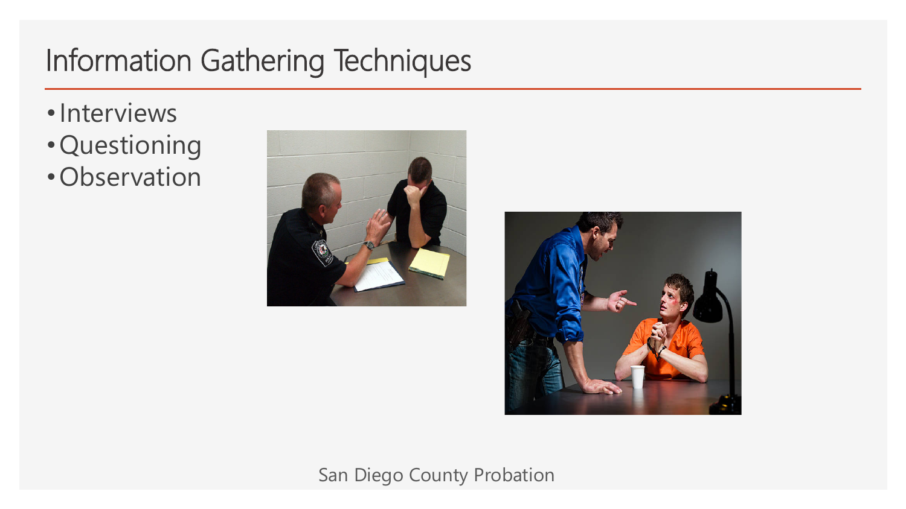# Information Gathering Techniques

- Interviews
- Questioning
- Observation

San Diego County Probation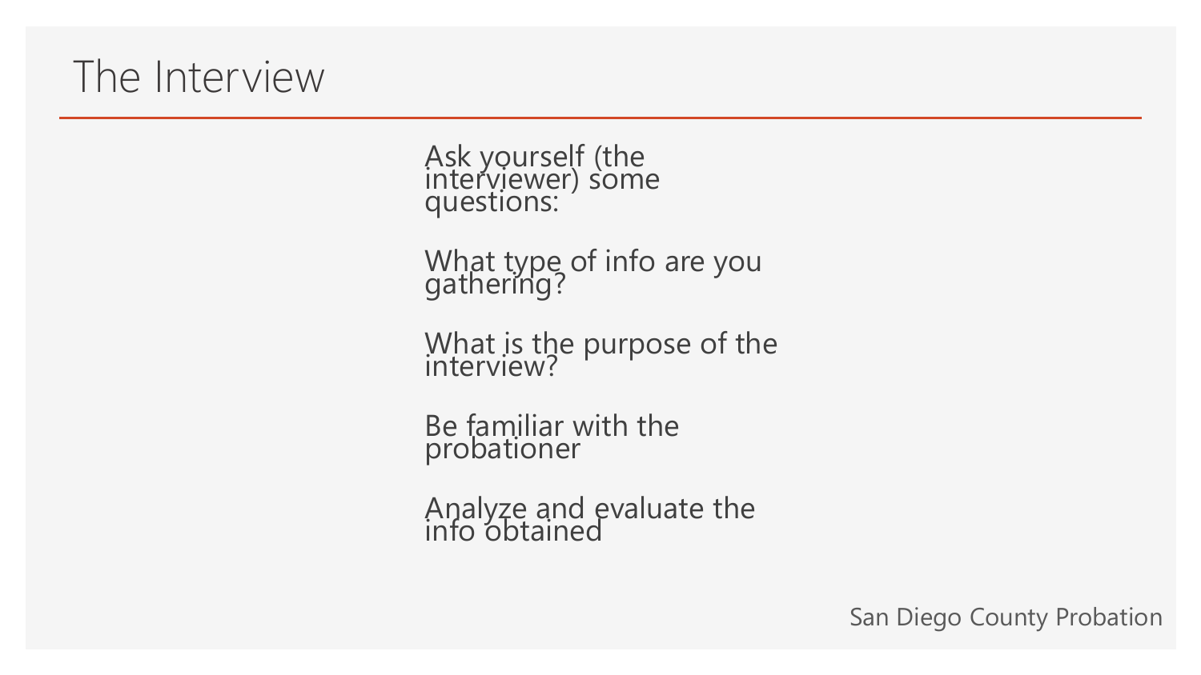# The Interview

Ask yourself (the interviewer) some questions:

What type of info are you gathering?

What is the purpose of the interview?

Be familiar with the probationer

Analyze and evaluate the info obtained

San Diego County Probation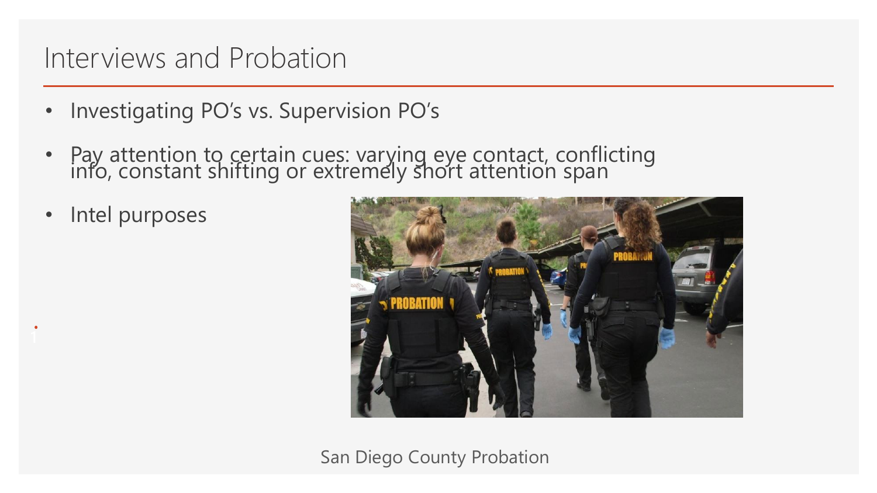# Interviews and Probation

- Investigating PO's vs. Supervision PO's
- Pay attention to certain cues: varying eye contact, conflicting info, constant shifting or extremely short attention span
- Intel purposes

San Diego County Probation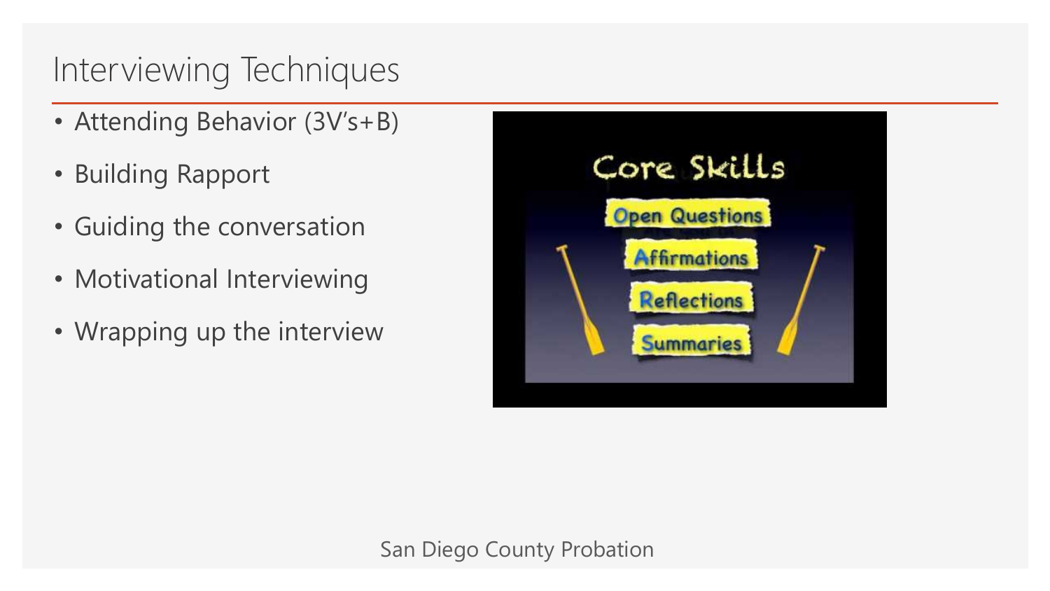# Interviewing Techniques

- Attending Behavior (3V's+B)
- Building Rapport
- Guiding the conversation
- Motivational Interviewing
- Wrapping up the interview

Core Skills

- Open Questions
- Affirmations
- Reflections
- Summaries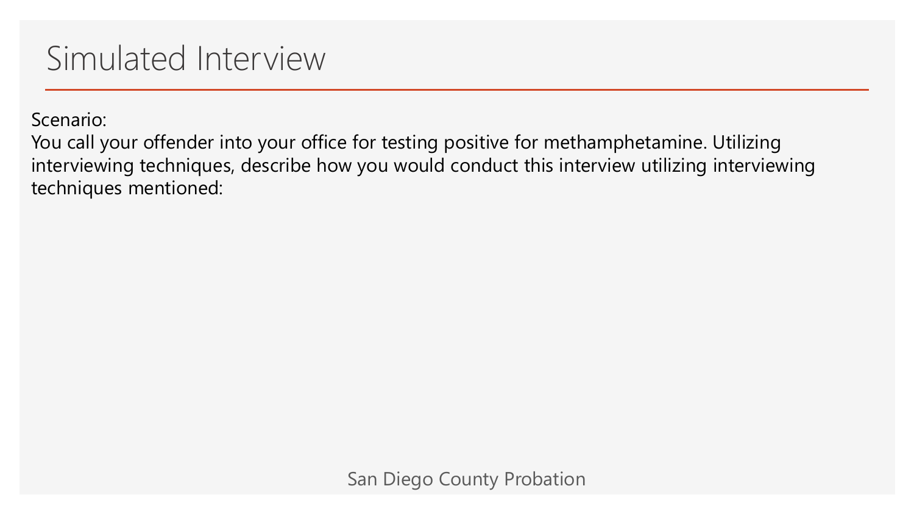# Simulated Interview

Scenario:
You call your offender into your office for testing positive for methamphetamine. Utilizing interviewing techniques, describe how you would conduct this interview utilizing interviewing techniques mentioned: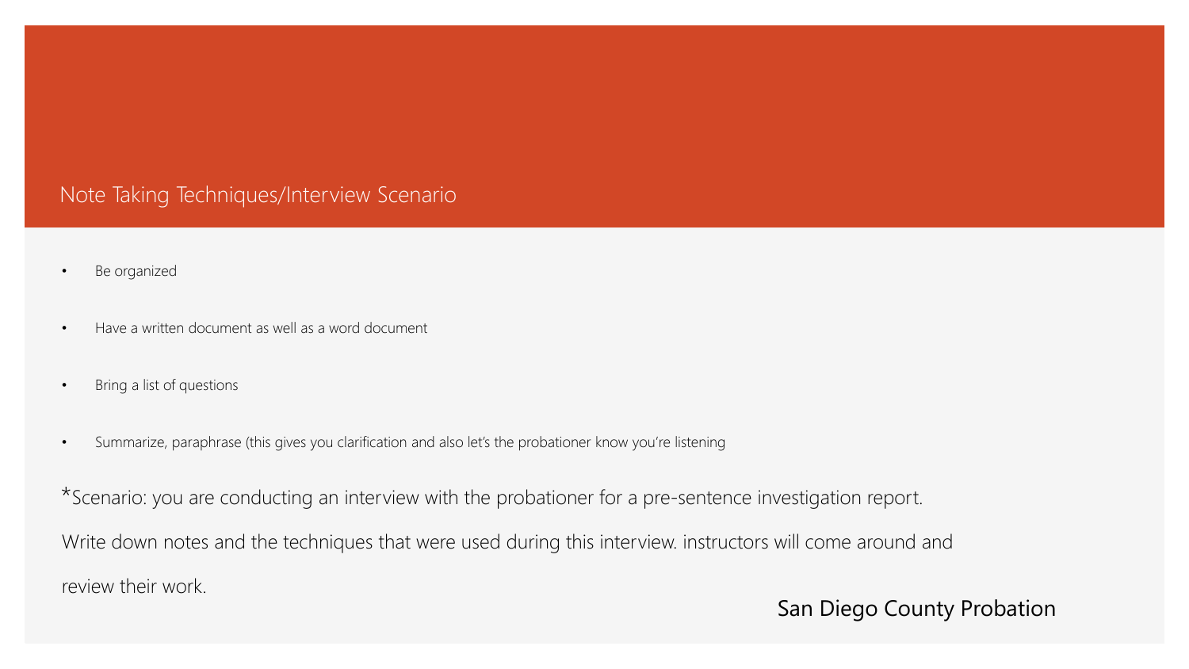# Note Taking Techniques/Interview Scenario

- Be organized
- Have a written document as well as a word document
- Bring a list of questions
- Summarize, paraphrase (this gives you clarification and also let's the probationer know you're listening

*Scenario: you are conducting an interview with the probationer for a pre-sentence investigation report.

Write down notes and the techniques that were used during this interview. instructors will come around and review their work.

San Diego County Probation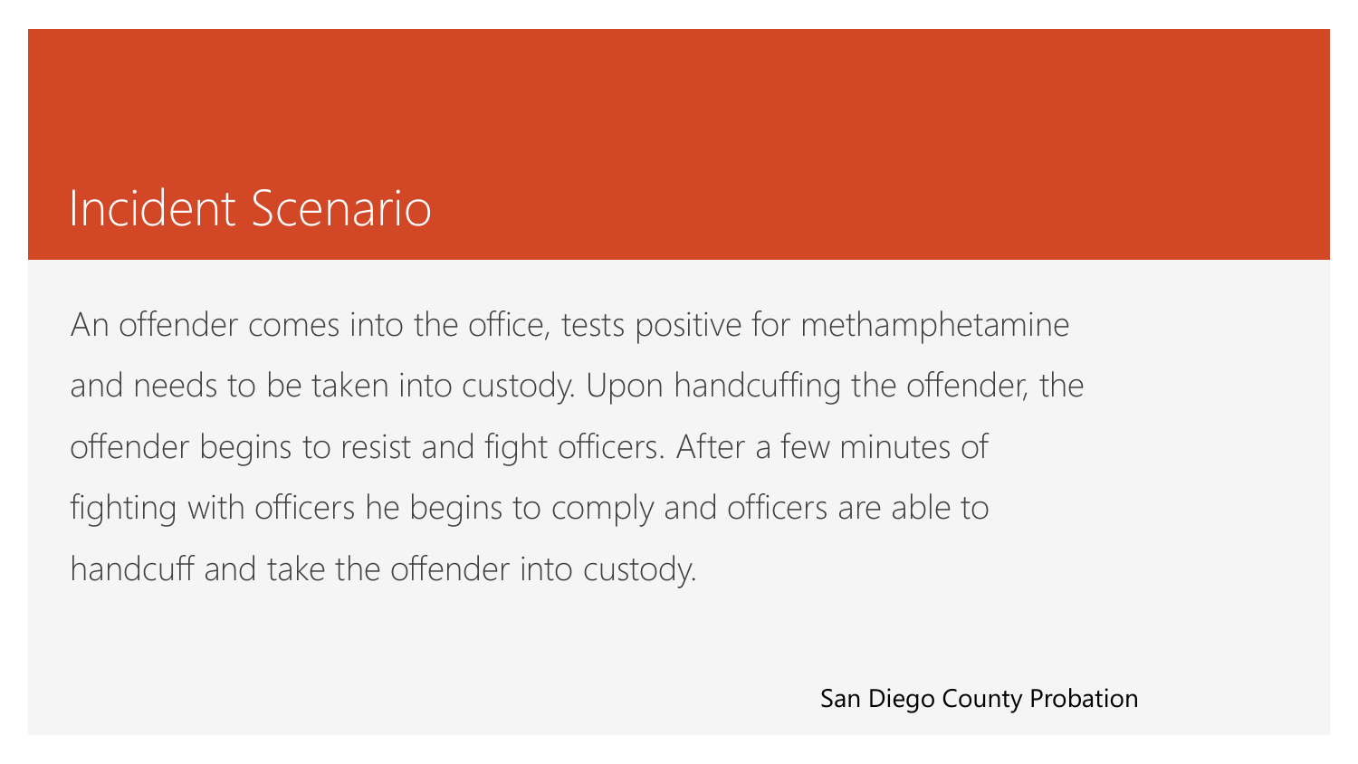# Incident Scenario

An offender comes into the office, tests positive for methamphetamine and needs to be taken into custody. Upon handcuffing the offender, the offender begins to resist and fight officers. After a few minutes of fighting with officers he begins to comply and officers are able to handcuff and take the offender into custody.

San Diego County Probation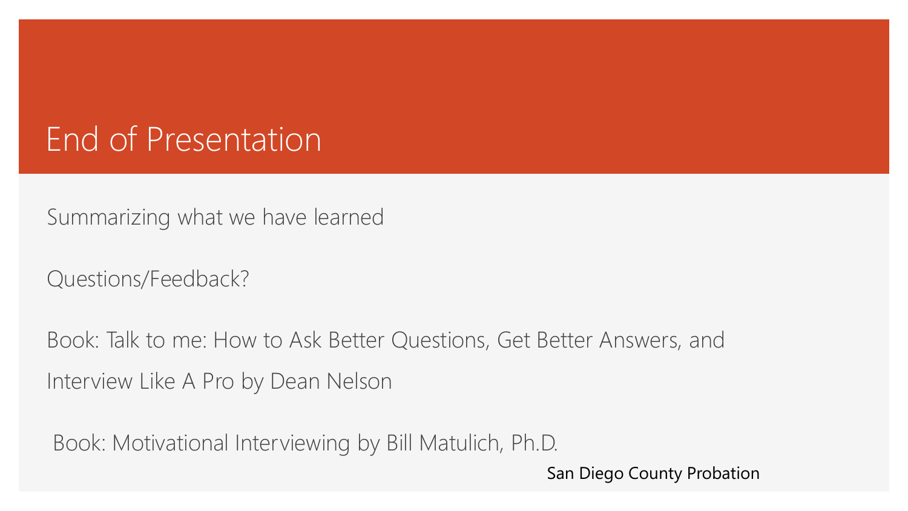# End of Presentation

Summarizing what we have learned

Questions/Feedback?

Book: Talk to me: How to Ask Better Questions, Get Better Answers, and Interview Like A Pro by Dean Nelson

Book: Motivational Interviewing by Bill Matulich, Ph.D.

San Diego County Probation